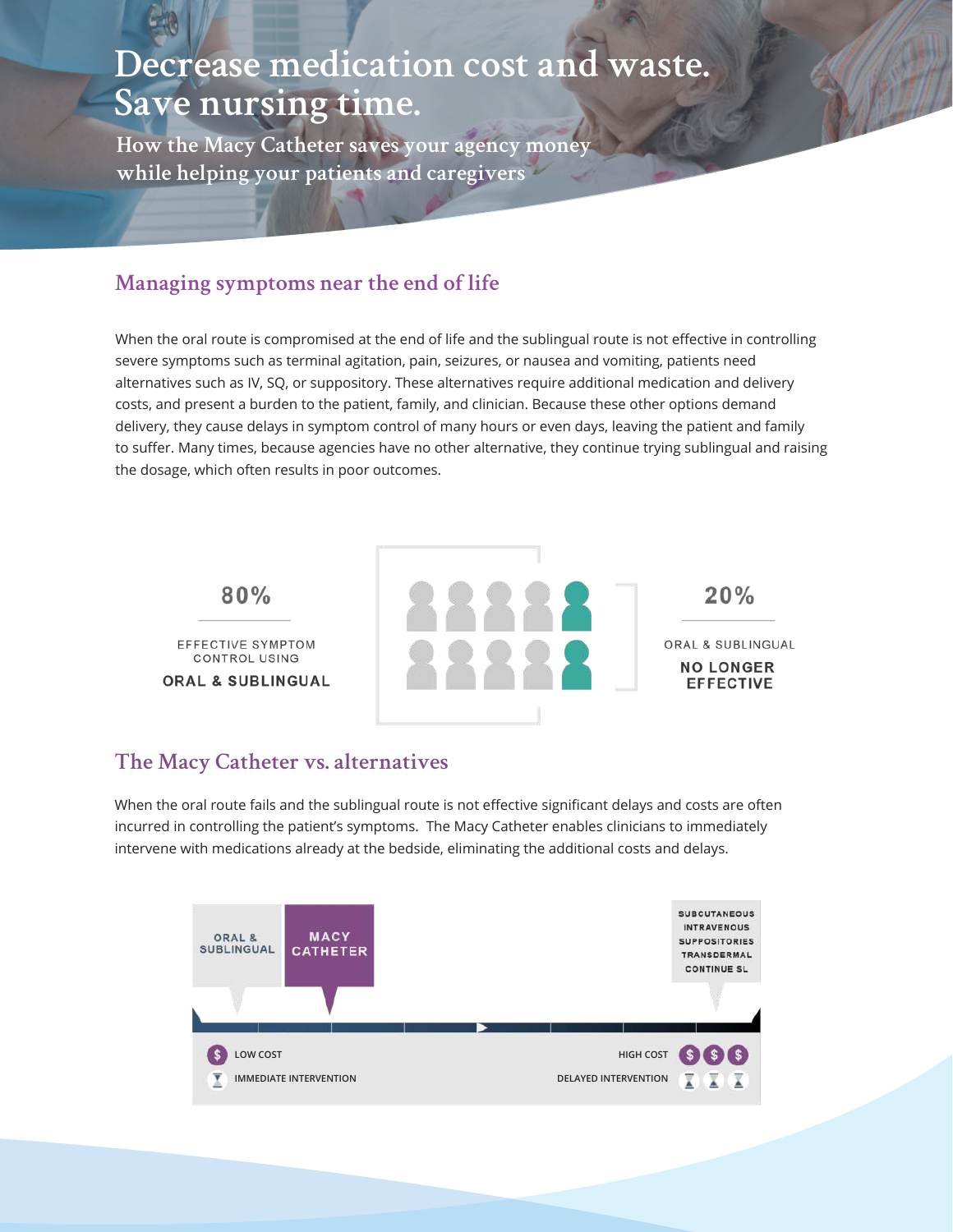# Decrease medication cost and waste. Save nursing time.

**How the Macy Catheter saves your agency money while helping your patients and caregivers**

## Managing symptoms near the end of life

When the oral route is compromised at the end of life and the sublingual route is not effective in controlling severe symptoms such as terminal agitation, pain, seizures, or nausea and vomiting, patients need alternatives such as IV, SQ, or suppository. These alternatives require additional medication and delivery costs, and present a burden to the patient, family, and clinician. Because these other options demand delivery, they cause delays in symptom control of many hours or even days, leaving the patient and family to suffer. Many times, because agencies have no other alternative, they continue trying sublingual and raising the dosage, which often results in poor outcomes.

**80%**

EFFECTIVE SYMPTOM CONTROL USING

**ORAL & SUBLINGUAL**

**20%**

ORAL & SUBLINGUAL

**NO LONGER EFFECTIVE**

## The Macy Catheter vs. alternatives

When the oral route fails and the sublingual route is not effective significant delays and costs are often incurred in controlling the patient's symptoms. The Macy Catheter enables clinicians to immediately intervene with medications already at the bedside, eliminating the additional costs and delays.

ORAL & SUBLINGUAL

**MACY CATHETER**

SUBCUTANEOUS
INTRAVENOUS
SUPPOSITORIES
TRANSDERMAL
CONTINUE SL

LOW COST — HIGH COST

IMMEDIATE INTERVENTION — DELAYED INTERVENTION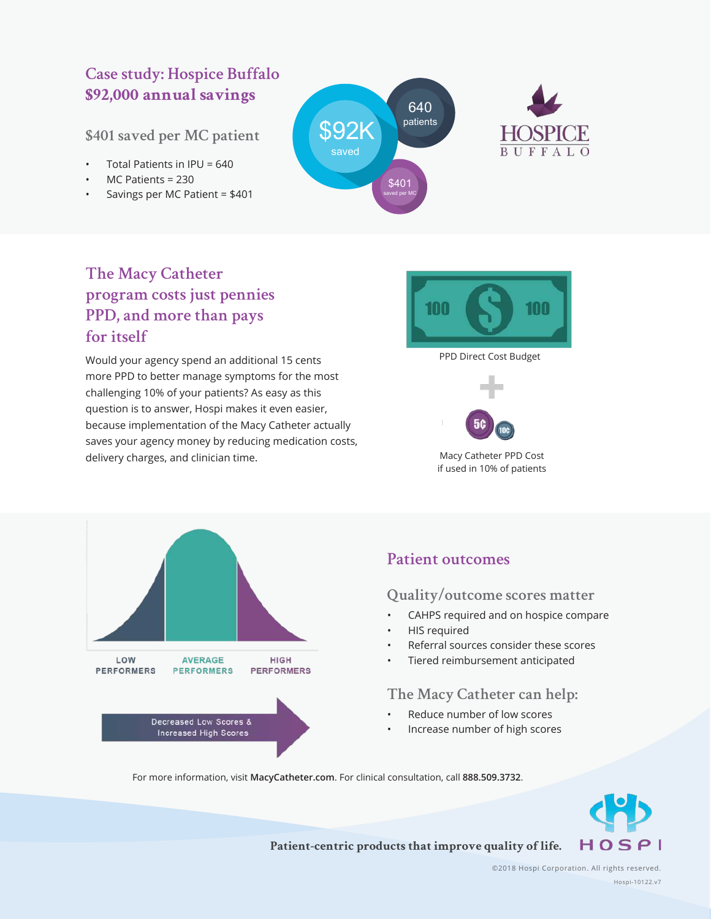## Case study: Hospice Buffalo
## $92,000 annual savings

### $401 saved per MC patient

- Total Patients in IPU = 640
- MC Patients = 230
- Savings per MC Patient = $401

$92K
saved

640
patients

$401
saved per MC

HOSPICE
BUFFALO

## The Macy Catheter program costs just pennies PPD, and more than pays for itself

Would your agency spend an additional 15 cents more PPD to better manage symptoms for the most challenging 10% of your patients? As easy as this question is to answer, Hospi makes it even easier, because implementation of the Macy Catheter actually saves your agency money by reducing medication costs, delivery charges, and clinician time.

100 $ 100

PPD Direct Cost Budget

5¢ 10¢

Macy Catheter PPD Cost
if used in 10% of patients

LOW PERFORMERS

AVERAGE PERFORMERS

HIGH PERFORMERS

Decreased Low Scores & Increased High Scores

## Patient outcomes

### Quality/outcome scores matter

- CAHPS required and on hospice compare
- HIS required
- Referral sources consider these scores
- Tiered reimbursement anticipated

### The Macy Catheter can help:

- Reduce number of low scores
- Increase number of high scores

For more information, visit **MacyCatheter.com**. For clinical consultation, call **888.509.3732**.

**Patient-centric products that improve quality of life.** HOSPI

©2018 Hospi Corporation. All rights reserved.

Hospi-10122.v7